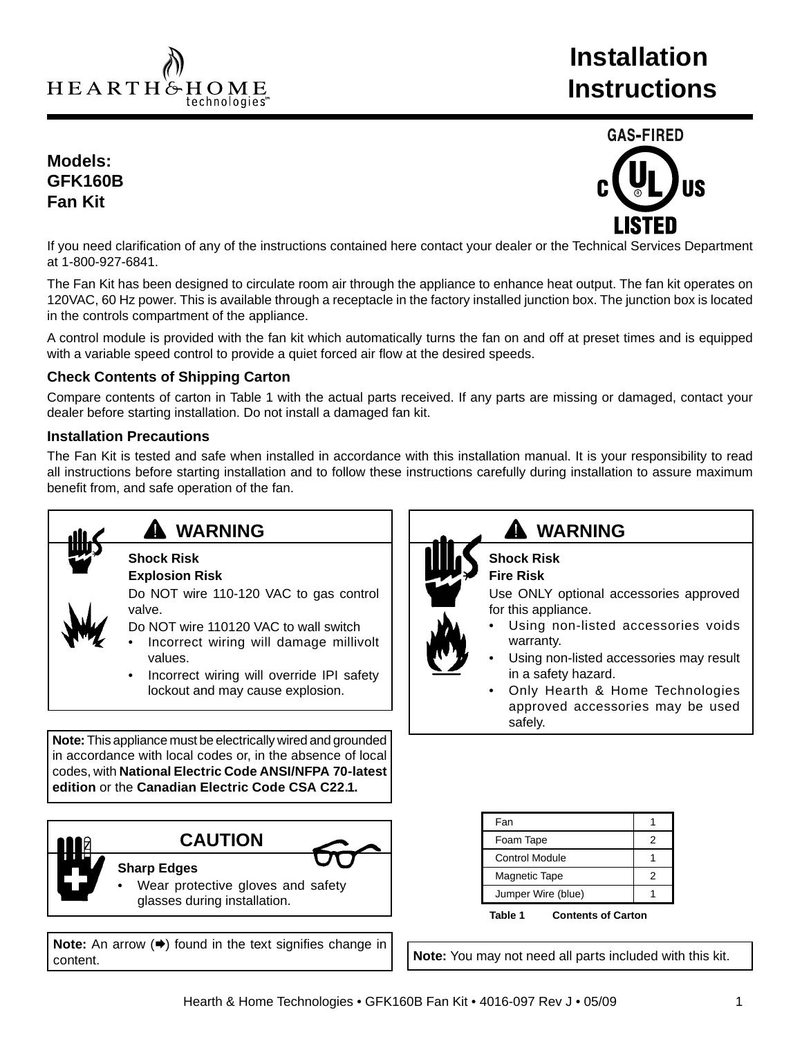# Installation Instructions

**Models:**
**GFK160B**
**Fan Kit**

If you need clarification of any of the instructions contained here contact your dealer or the Technical Services Department at 1-800-927-6841.

The Fan Kit has been designed to circulate room air through the appliance to enhance heat output. The fan kit operates on 120VAC, 60 Hz power. This is available through a receptacle in the factory installed junction box. The junction box is located in the controls compartment of the appliance.

A control module is provided with the fan kit which automatically turns the fan on and off at preset times and is equipped with a variable speed control to provide a quiet forced air flow at the desired speeds.

### Check Contents of Shipping Carton

Compare contents of carton in Table 1 with the actual parts received. If any parts are missing or damaged, contact your dealer before starting installation. Do not install a damaged fan kit.

### Installation Precautions

The Fan Kit is tested and safe when installed in accordance with this installation manual. It is your responsibility to read all instructions before starting installation and to follow these instructions carefully during installation to assure maximum benefit from, and safe operation of the fan.

> **⚠ WARNING**
>
> **Shock Risk**
> **Explosion Risk**
>
> Do NOT wire 110-120 VAC to gas control valve.
>
> Do NOT wire 110120 VAC to wall switch
> - Incorrect wiring will damage millivolt values.
> - Incorrect wiring will override IPI safety lockout and may cause explosion.

**Note:** This appliance must be electrically wired and grounded in accordance with local codes or, in the absence of local codes, with **National Electric Code ANSI/NFPA 70-latest edition** or the **Canadian Electric Code CSA C22.1.**

> **CAUTION**
>
> **Sharp Edges**
> - Wear protective gloves and safety glasses during installation.

**Note:** An arrow (➨) found in the text signifies change in content.

> **⚠ WARNING**
>
> **Shock Risk**
> **Fire Risk**
>
> Use ONLY optional accessories approved for this appliance.
> - Using non-listed accessories voids warranty.
> - Using non-listed accessories may result in a safety hazard.
> - Only Hearth & Home Technologies approved accessories may be used safely.

| Item | Qty |
|---|---|
| Fan | 1 |
| Foam Tape | 2 |
| Control Module | 1 |
| Magnetic Tape | 2 |
| Jumper Wire (blue) | 1 |

**Table 1 Contents of Carton**

**Note:** You may not need all parts included with this kit.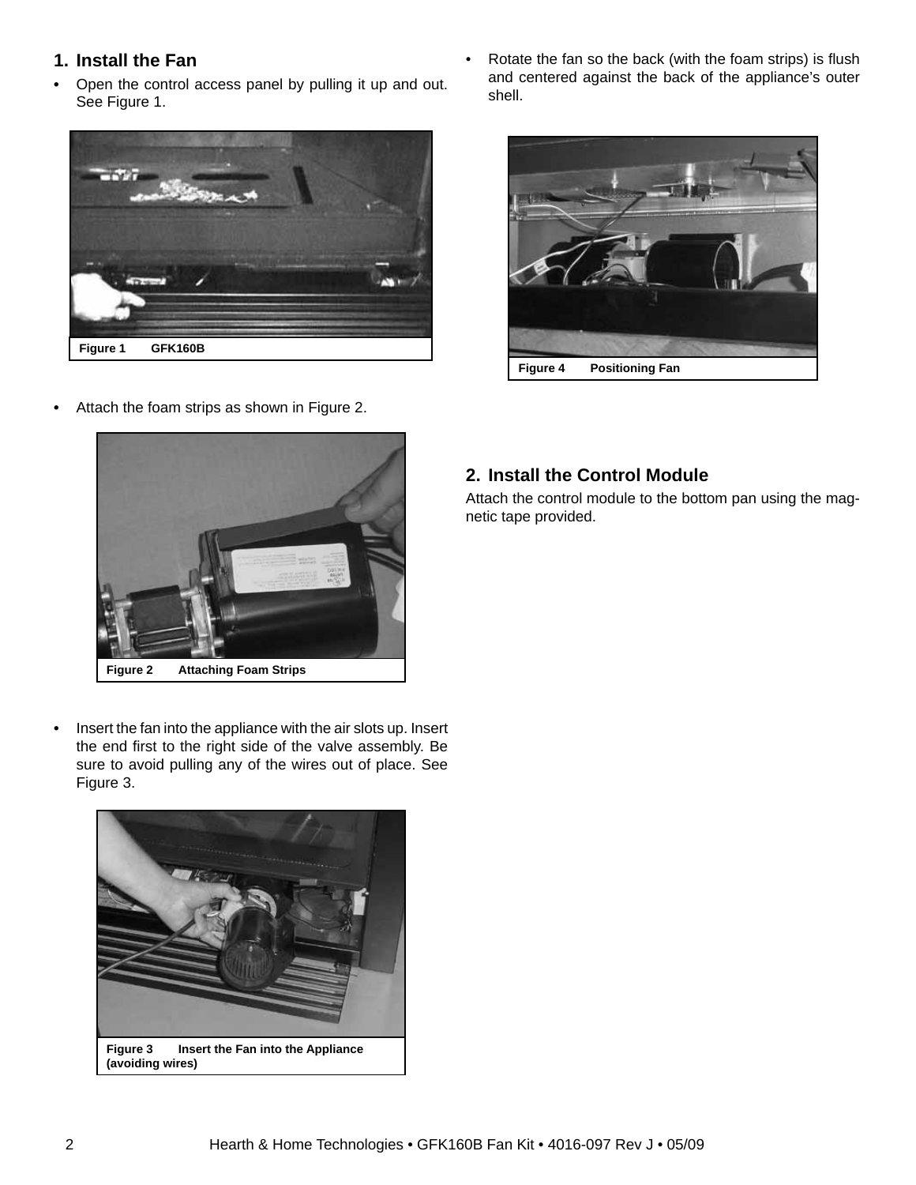## 1. Install the Fan

- Open the control access panel by pulling it up and out. See Figure 1.

Figure 1 GFK160B

- Attach the foam strips as shown in Figure 2.

Figure 2 Attaching Foam Strips

- Insert the fan into the appliance with the air slots up. Insert the end first to the right side of the valve assembly. Be sure to avoid pulling any of the wires out of place. See Figure 3.

Figure 3 Insert the Fan into the Appliance (avoiding wires)

- Rotate the fan so the back (with the foam strips) is flush and centered against the back of the appliance's outer shell.

Figure 4 Positioning Fan

## 2. Install the Control Module

Attach the control module to the bottom pan using the magnetic tape provided.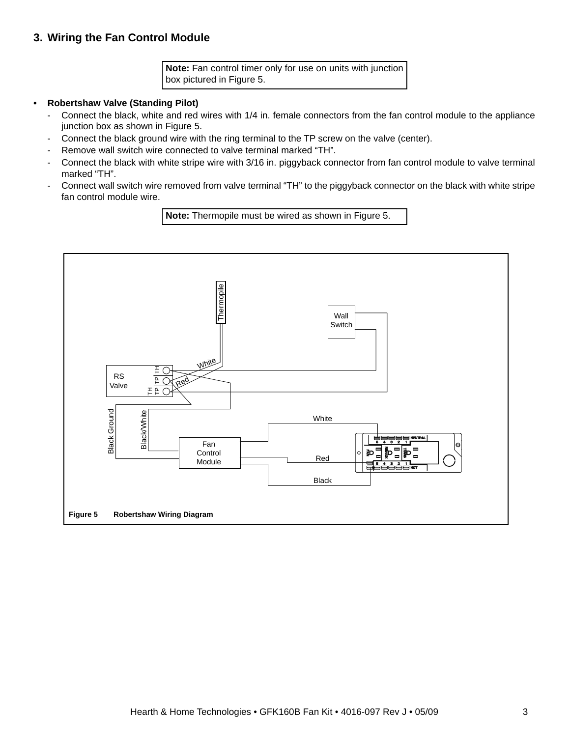## 3. Wiring the Fan Control Module

**Note:** Fan control timer only for use on units with junction box pictured in Figure 5.

- **Robertshaw Valve (Standing Pilot)**
  - Connect the black, white and red wires with 1/4 in. female connectors from the fan control module to the appliance junction box as shown in Figure 5.
  - Connect the black ground wire with the ring terminal to the TP screw on the valve (center).
  - Remove wall switch wire connected to valve terminal marked "TH".
  - Connect the black with white stripe wire with 3/16 in. piggyback connector from fan control module to valve terminal marked "TH".
  - Connect wall switch wire removed from valve terminal "TH" to the piggyback connector on the black with white stripe fan control module wire.

**Note:** Thermopile must be wired as shown in Figure 5.

**Figure 5 Robertshaw Wiring Diagram**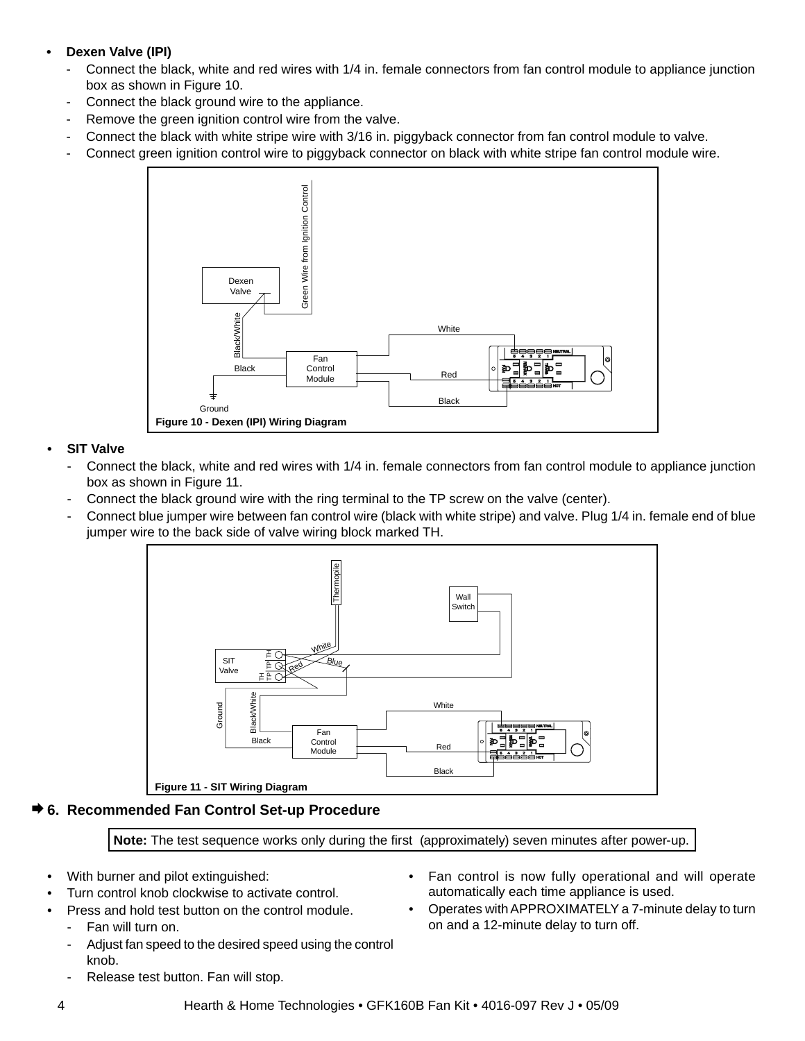- **Dexen Valve (IPI)**
  - Connect the black, white and red wires with 1/4 in. female connectors from fan control module to appliance junction box as shown in Figure 10.
  - Connect the black ground wire to the appliance.
  - Remove the green ignition control wire from the valve.
  - Connect the black with white stripe wire with 3/16 in. piggyback connector from fan control module to valve.
  - Connect green ignition control wire to piggyback connector on black with white stripe fan control module wire.

Green Wire from Ignition Control
Dexen Valve
Black/White
Black
Fan Control Module
White
Red
Black
Ground

**Figure 10 - Dexen (IPI) Wiring Diagram**

- **SIT Valve**
  - Connect the black, white and red wires with 1/4 in. female connectors from fan control module to appliance junction box as shown in Figure 11.
  - Connect the black ground wire with the ring terminal to the TP screw on the valve (center).
  - Connect blue jumper wire between fan control wire (black with white stripe) and valve. Plug 1/4 in. female end of blue jumper wire to the back side of valve wiring block marked TH.

Thermopile
Wall Switch
White
Blue
Red
SIT Valve
TH
TP
TH
TP
Ground
Black/White
Black
Fan Control Module
White
Red
Black

**Figure 11 - SIT Wiring Diagram**

## 6. Recommended Fan Control Set-up Procedure

**Note:** The test sequence works only during the first (approximately) seven minutes after power-up.

- With burner and pilot extinguished:
- Turn control knob clockwise to activate control.
- Press and hold test button on the control module.
  - Fan will turn on.
  - Adjust fan speed to the desired speed using the control knob.
  - Release test button. Fan will stop.
- Fan control is now fully operational and will operate automatically each time appliance is used.
- Operates with APPROXIMATELY a 7-minute delay to turn on and a 12-minute delay to turn off.